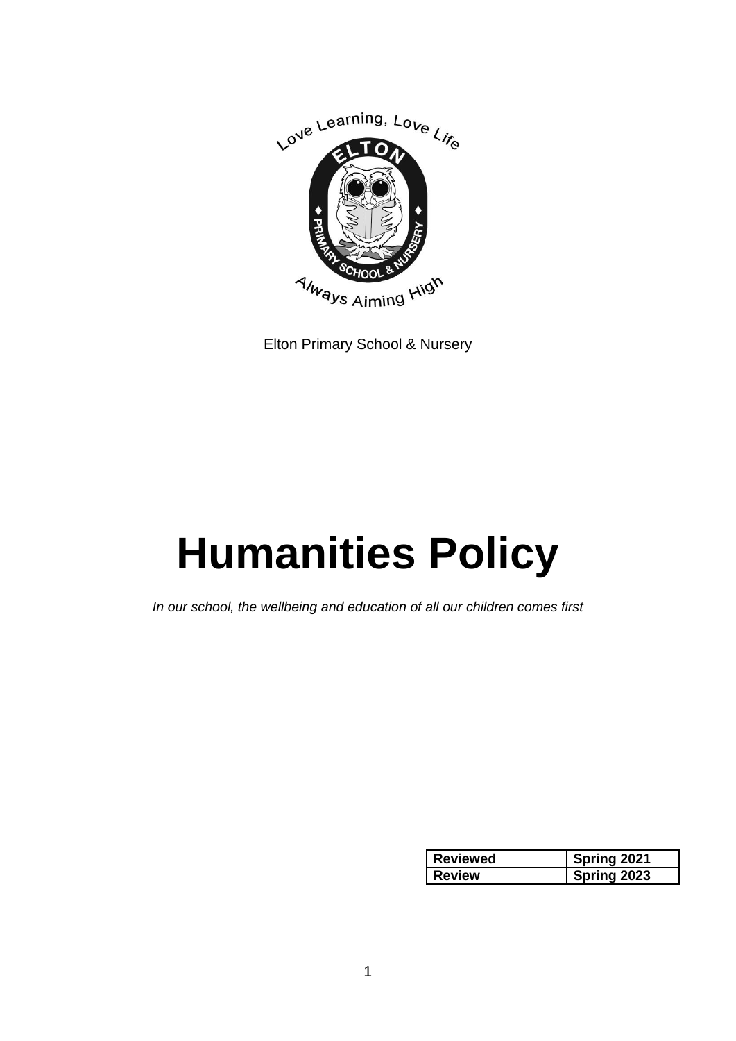Elton Primary School & Nursery

# Humanities Policy

*In our school, the wellbeing and education of all our children comes first*

| Reviewed | Spring 2021 |
| --- | --- |
| Review | Spring 2023 |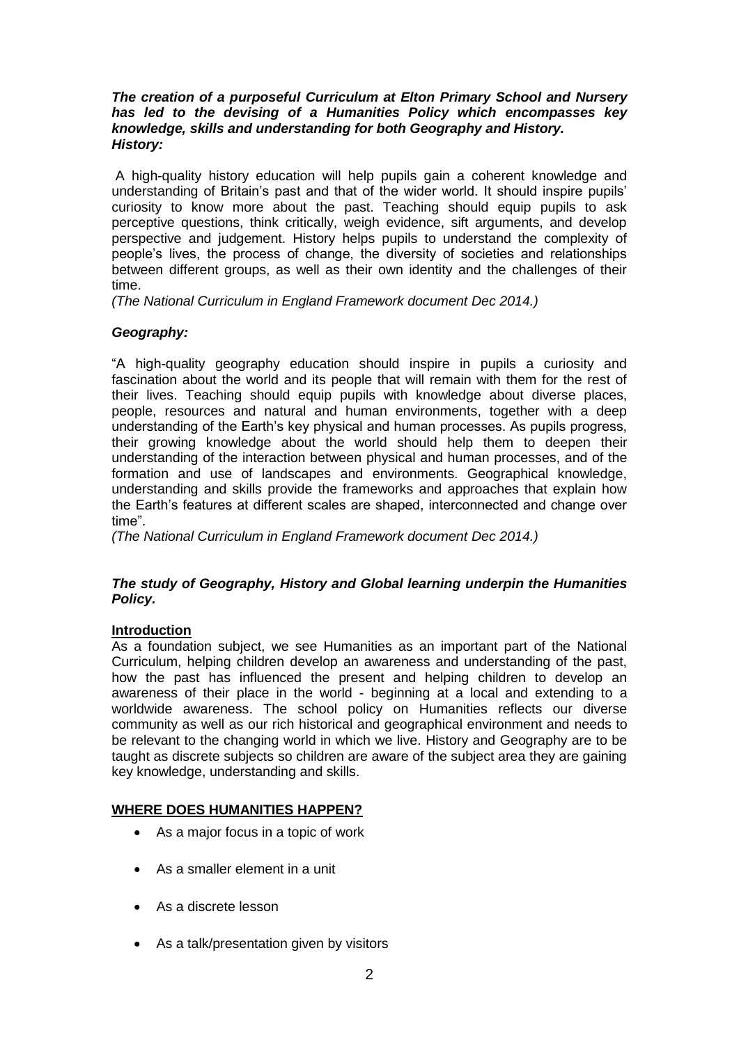***The creation of a purposeful Curriculum at Elton Primary School and Nursery has led to the devising of a Humanities Policy which encompasses key knowledge, skills and understanding for both Geography and History.***

***History:***

A high-quality history education will help pupils gain a coherent knowledge and understanding of Britain's past and that of the wider world. It should inspire pupils' curiosity to know more about the past. Teaching should equip pupils to ask perceptive questions, think critically, weigh evidence, sift arguments, and develop perspective and judgement. History helps pupils to understand the complexity of people's lives, the process of change, the diversity of societies and relationships between different groups, as well as their own identity and the challenges of their time.

*(The National Curriculum in England Framework document Dec 2014.)*

***Geography:***

"A high-quality geography education should inspire in pupils a curiosity and fascination about the world and its people that will remain with them for the rest of their lives. Teaching should equip pupils with knowledge about diverse places, people, resources and natural and human environments, together with a deep understanding of the Earth's key physical and human processes. As pupils progress, their growing knowledge about the world should help them to deepen their understanding of the interaction between physical and human processes, and of the formation and use of landscapes and environments. Geographical knowledge, understanding and skills provide the frameworks and approaches that explain how the Earth's features at different scales are shaped, interconnected and change over time".

*(The National Curriculum in England Framework document Dec 2014.)*

***The study of Geography, History and Global learning underpin the Humanities Policy.***

**Introduction**

As a foundation subject, we see Humanities as an important part of the National Curriculum, helping children develop an awareness and understanding of the past, how the past has influenced the present and helping children to develop an awareness of their place in the world - beginning at a local and extending to a worldwide awareness. The school policy on Humanities reflects our diverse community as well as our rich historical and geographical environment and needs to be relevant to the changing world in which we live. History and Geography are to be taught as discrete subjects so children are aware of the subject area they are gaining key knowledge, understanding and skills.

**WHERE DOES HUMANITIES HAPPEN?**

- As a major focus in a topic of work
- As a smaller element in a unit
- As a discrete lesson
- As a talk/presentation given by visitors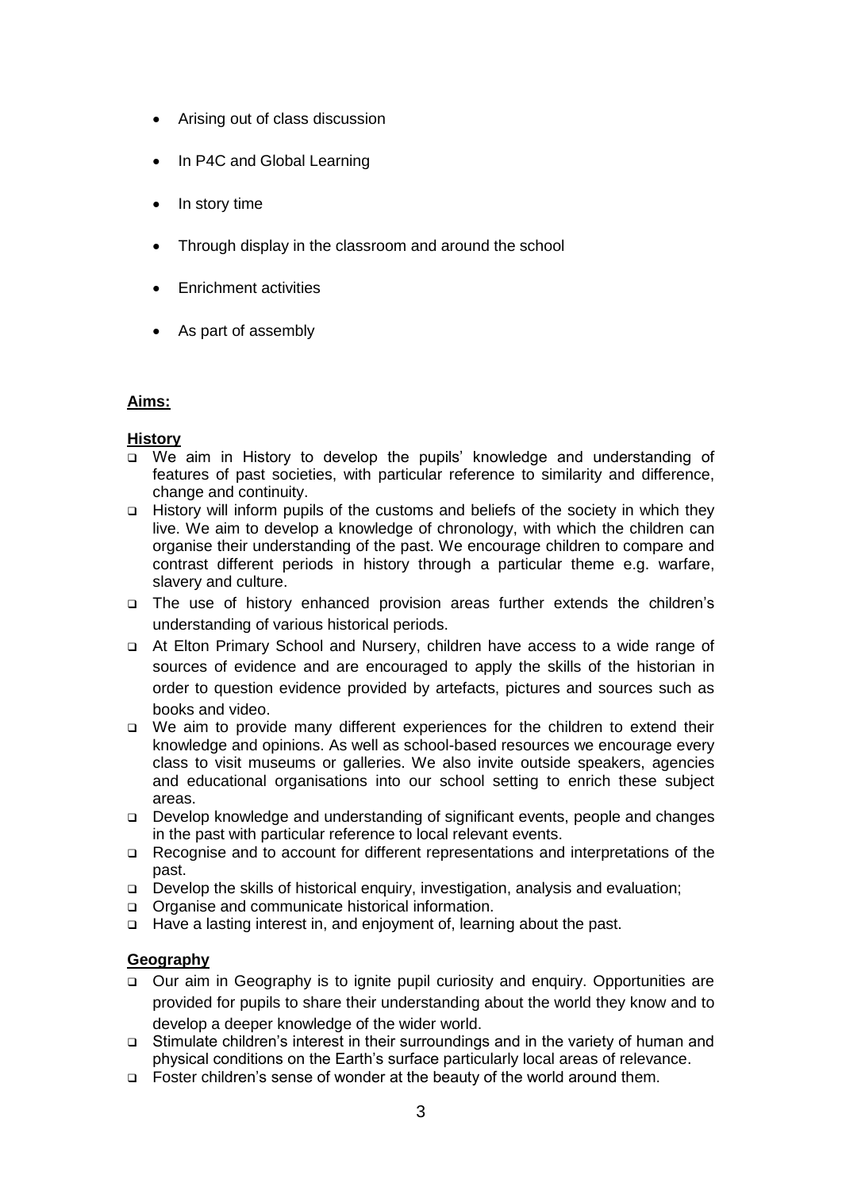- Arising out of class discussion
- In P4C and Global Learning
- In story time
- Through display in the classroom and around the school
- Enrichment activities
- As part of assembly

**Aims:**

**History**

- We aim in History to develop the pupils' knowledge and understanding of features of past societies, with particular reference to similarity and difference, change and continuity.
- History will inform pupils of the customs and beliefs of the society in which they live. We aim to develop a knowledge of chronology, with which the children can organise their understanding of the past. We encourage children to compare and contrast different periods in history through a particular theme e.g. warfare, slavery and culture.
- The use of history enhanced provision areas further extends the children's understanding of various historical periods.
- At Elton Primary School and Nursery, children have access to a wide range of sources of evidence and are encouraged to apply the skills of the historian in order to question evidence provided by artefacts, pictures and sources such as books and video.
- We aim to provide many different experiences for the children to extend their knowledge and opinions. As well as school-based resources we encourage every class to visit museums or galleries. We also invite outside speakers, agencies and educational organisations into our school setting to enrich these subject areas.
- Develop knowledge and understanding of significant events, people and changes in the past with particular reference to local relevant events.
- Recognise and to account for different representations and interpretations of the past.
- Develop the skills of historical enquiry, investigation, analysis and evaluation;
- Organise and communicate historical information.
- Have a lasting interest in, and enjoyment of, learning about the past.

**Geography**

- Our aim in Geography is to ignite pupil curiosity and enquiry. Opportunities are provided for pupils to share their understanding about the world they know and to develop a deeper knowledge of the wider world.
- Stimulate children's interest in their surroundings and in the variety of human and physical conditions on the Earth's surface particularly local areas of relevance.
- Foster children's sense of wonder at the beauty of the world around them.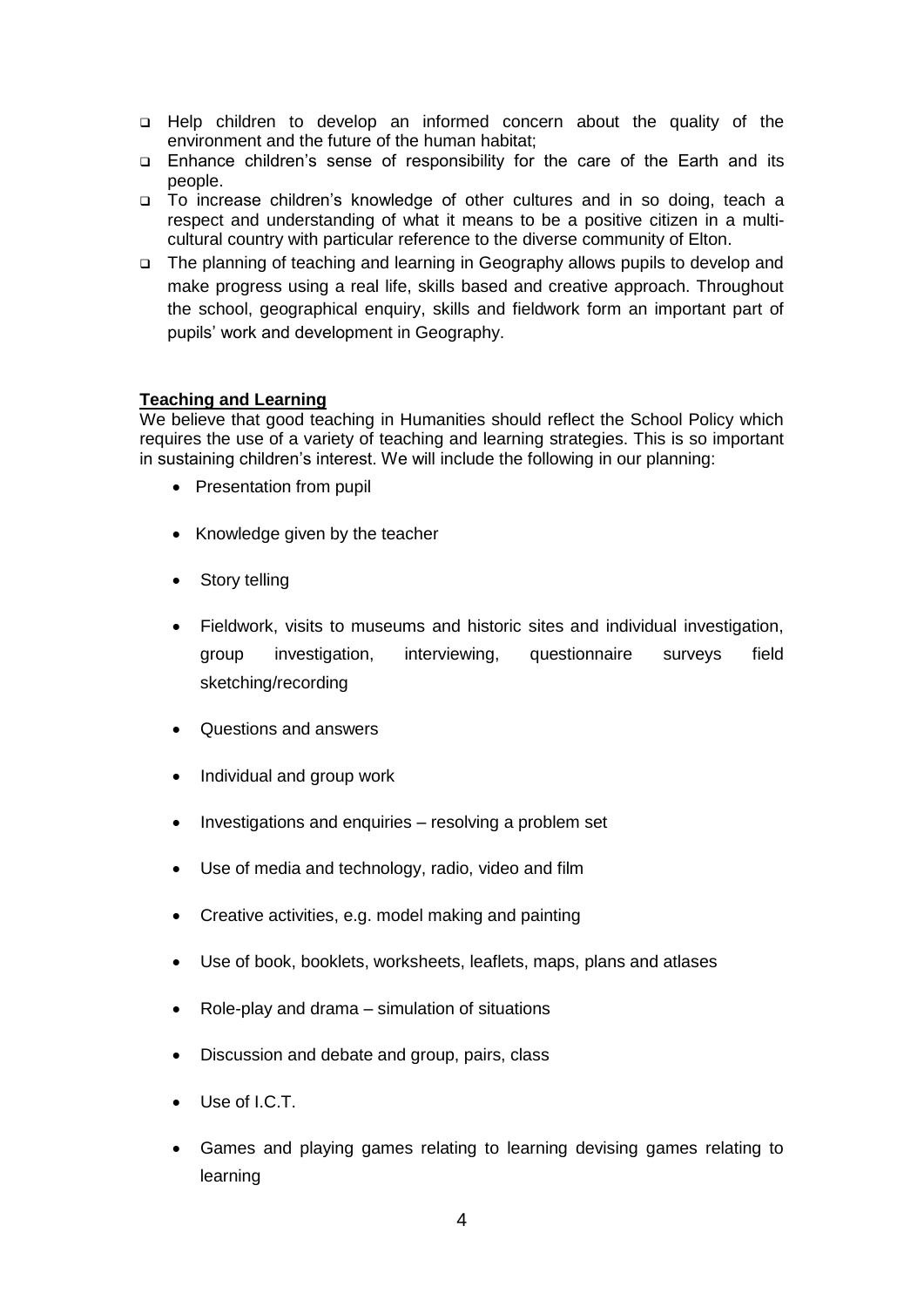- Help children to develop an informed concern about the quality of the environment and the future of the human habitat;
- Enhance children's sense of responsibility for the care of the Earth and its people.
- To increase children's knowledge of other cultures and in so doing, teach a respect and understanding of what it means to be a positive citizen in a multi-cultural country with particular reference to the diverse community of Elton.
- The planning of teaching and learning in Geography allows pupils to develop and make progress using a real life, skills based and creative approach. Throughout the school, geographical enquiry, skills and fieldwork form an important part of pupils' work and development in Geography.

**Teaching and Learning**

We believe that good teaching in Humanities should reflect the School Policy which requires the use of a variety of teaching and learning strategies. This is so important in sustaining children's interest. We will include the following in our planning:

- Presentation from pupil
- Knowledge given by the teacher
- Story telling
- Fieldwork, visits to museums and historic sites and individual investigation, group investigation, interviewing, questionnaire surveys field sketching/recording
- Questions and answers
- Individual and group work
- Investigations and enquiries – resolving a problem set
- Use of media and technology, radio, video and film
- Creative activities, e.g. model making and painting
- Use of book, booklets, worksheets, leaflets, maps, plans and atlases
- Role-play and drama – simulation of situations
- Discussion and debate and group, pairs, class
- Use of I.C.T.
- Games and playing games relating to learning devising games relating to learning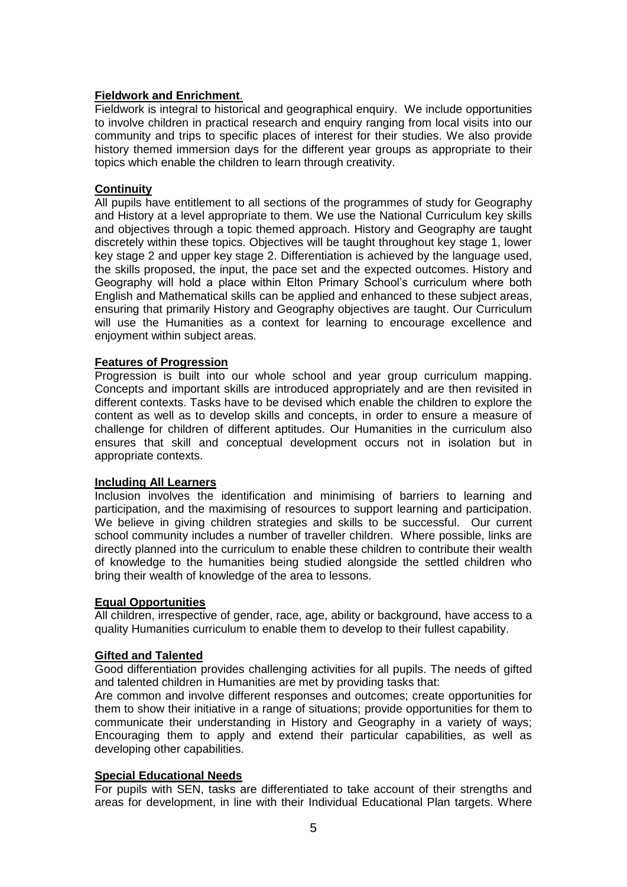**Fieldwork and Enrichment**.

Fieldwork is integral to historical and geographical enquiry. We include opportunities to involve children in practical research and enquiry ranging from local visits into our community and trips to specific places of interest for their studies. We also provide history themed immersion days for the different year groups as appropriate to their topics which enable the children to learn through creativity.

**Continuity**

All pupils have entitlement to all sections of the programmes of study for Geography and History at a level appropriate to them. We use the National Curriculum key skills and objectives through a topic themed approach. History and Geography are taught discretely within these topics. Objectives will be taught throughout key stage 1, lower key stage 2 and upper key stage 2. Differentiation is achieved by the language used, the skills proposed, the input, the pace set and the expected outcomes. History and Geography will hold a place within Elton Primary School's curriculum where both English and Mathematical skills can be applied and enhanced to these subject areas, ensuring that primarily History and Geography objectives are taught. Our Curriculum will use the Humanities as a context for learning to encourage excellence and enjoyment within subject areas.

**Features of Progression**

Progression is built into our whole school and year group curriculum mapping. Concepts and important skills are introduced appropriately and are then revisited in different contexts. Tasks have to be devised which enable the children to explore the content as well as to develop skills and concepts, in order to ensure a measure of challenge for children of different aptitudes. Our Humanities in the curriculum also ensures that skill and conceptual development occurs not in isolation but in appropriate contexts.

**Including All Learners**

Inclusion involves the identification and minimising of barriers to learning and participation, and the maximising of resources to support learning and participation. We believe in giving children strategies and skills to be successful. Our current school community includes a number of traveller children. Where possible, links are directly planned into the curriculum to enable these children to contribute their wealth of knowledge to the humanities being studied alongside the settled children who bring their wealth of knowledge of the area to lessons.

**Equal Opportunities**

All children, irrespective of gender, race, age, ability or background, have access to a quality Humanities curriculum to enable them to develop to their fullest capability.

**Gifted and Talented**

Good differentiation provides challenging activities for all pupils. The needs of gifted and talented children in Humanities are met by providing tasks that:

Are common and involve different responses and outcomes; create opportunities for them to show their initiative in a range of situations; provide opportunities for them to communicate their understanding in History and Geography in a variety of ways; Encouraging them to apply and extend their particular capabilities, as well as developing other capabilities.

**Special Educational Needs**

For pupils with SEN, tasks are differentiated to take account of their strengths and areas for development, in line with their Individual Educational Plan targets. Where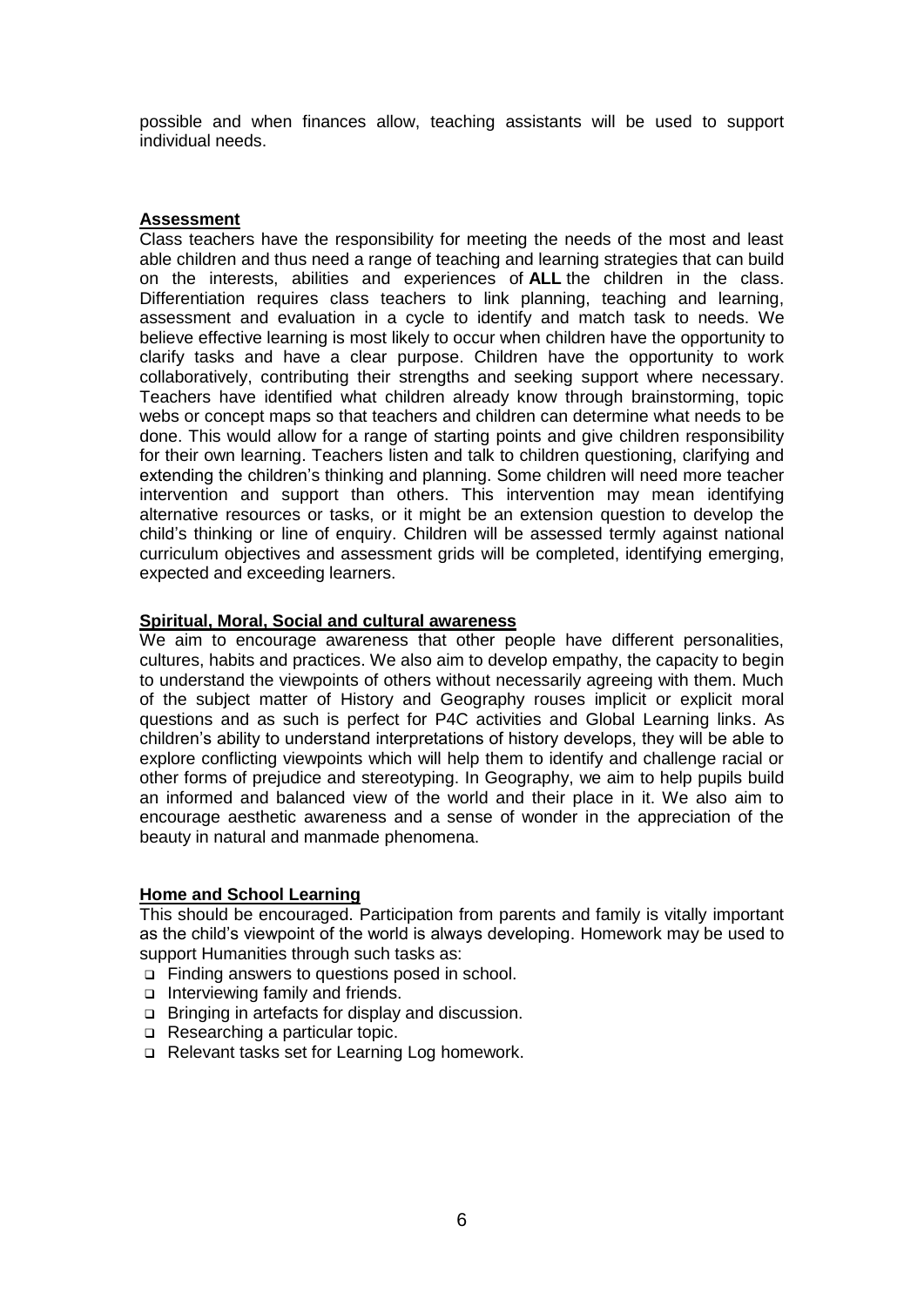possible and when finances allow, teaching assistants will be used to support individual needs.

## Assessment

Class teachers have the responsibility for meeting the needs of the most and least able children and thus need a range of teaching and learning strategies that can build on the interests, abilities and experiences of **ALL** the children in the class. Differentiation requires class teachers to link planning, teaching and learning, assessment and evaluation in a cycle to identify and match task to needs. We believe effective learning is most likely to occur when children have the opportunity to clarify tasks and have a clear purpose. Children have the opportunity to work collaboratively, contributing their strengths and seeking support where necessary. Teachers have identified what children already know through brainstorming, topic webs or concept maps so that teachers and children can determine what needs to be done. This would allow for a range of starting points and give children responsibility for their own learning. Teachers listen and talk to children questioning, clarifying and extending the children's thinking and planning. Some children will need more teacher intervention and support than others. This intervention may mean identifying alternative resources or tasks, or it might be an extension question to develop the child's thinking or line of enquiry. Children will be assessed termly against national curriculum objectives and assessment grids will be completed, identifying emerging, expected and exceeding learners.

## Spiritual, Moral, Social and cultural awareness

We aim to encourage awareness that other people have different personalities, cultures, habits and practices. We also aim to develop empathy, the capacity to begin to understand the viewpoints of others without necessarily agreeing with them. Much of the subject matter of History and Geography rouses implicit or explicit moral questions and as such is perfect for P4C activities and Global Learning links. As children's ability to understand interpretations of history develops, they will be able to explore conflicting viewpoints which will help them to identify and challenge racial or other forms of prejudice and stereotyping. In Geography, we aim to help pupils build an informed and balanced view of the world and their place in it. We also aim to encourage aesthetic awareness and a sense of wonder in the appreciation of the beauty in natural and manmade phenomena.

## Home and School Learning

This should be encouraged. Participation from parents and family is vitally important as the child's viewpoint of the world is always developing. Homework may be used to support Humanities through such tasks as:

- Finding answers to questions posed in school.
- Interviewing family and friends.
- Bringing in artefacts for display and discussion.
- Researching a particular topic.
- Relevant tasks set for Learning Log homework.